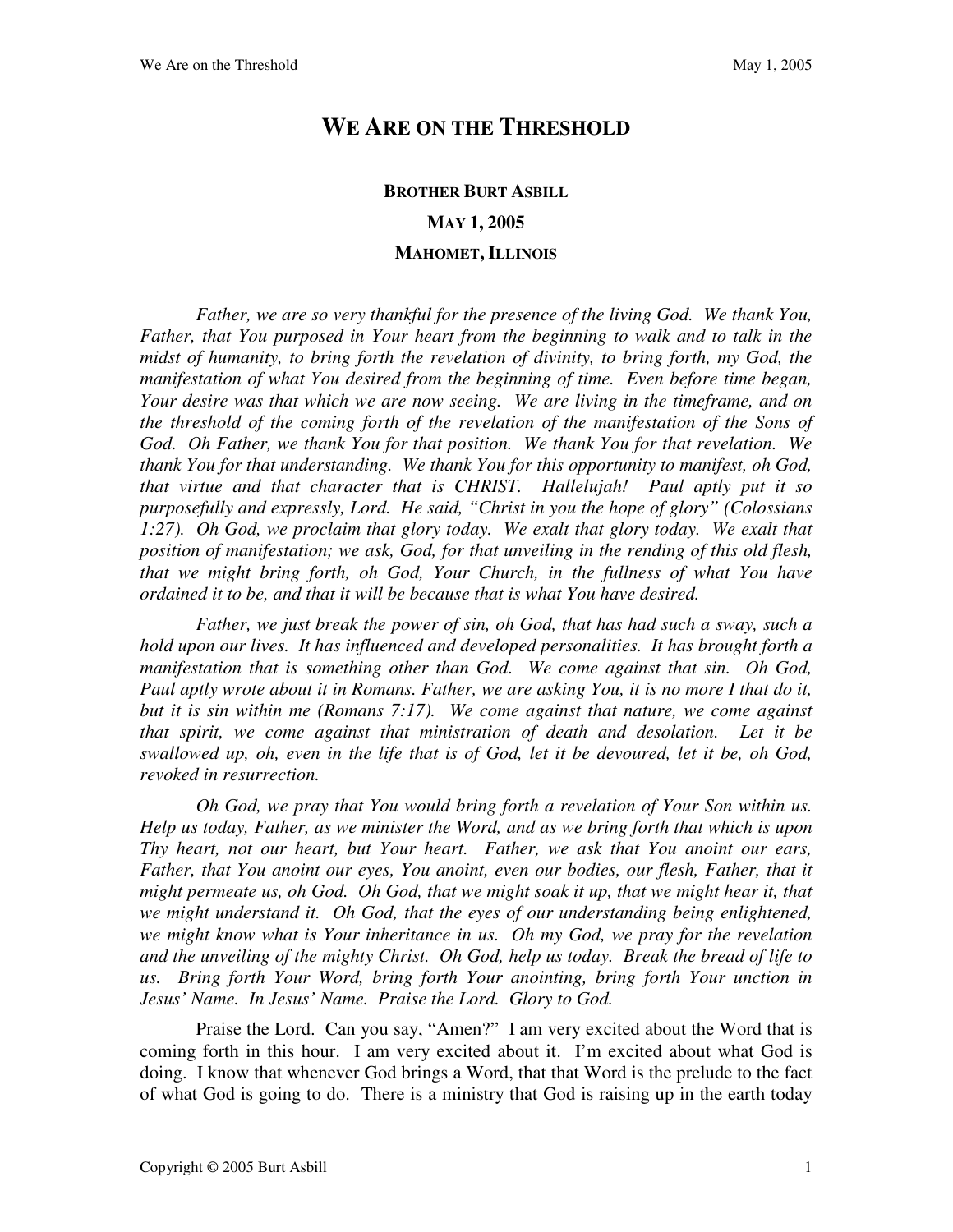# We Are on the Threshold

**Brother Burt Asbill**

**May 1, 2005**

**Mahomet, Illinois**

*Father, we are so very thankful for the presence of the living God. We thank You, Father, that You purposed in Your heart from the beginning to walk and to talk in the midst of humanity, to bring forth the revelation of divinity, to bring forth, my God, the manifestation of what You desired from the beginning of time. Even before time began, Your desire was that which we are now seeing. We are living in the timeframe, and on the threshold of the coming forth of the revelation of the manifestation of the Sons of God. Oh Father, we thank You for that position. We thank You for that revelation. We thank You for that understanding. We thank You for this opportunity to manifest, oh God, that virtue and that character that is CHRIST. Hallelujah! Paul aptly put it so purposefully and expressly, Lord. He said, "Christ in you the hope of glory" (Colossians 1:27). Oh God, we proclaim that glory today. We exalt that glory today. We exalt that position of manifestation; we ask, God, for that unveiling in the rending of this old flesh, that we might bring forth, oh God, Your Church, in the fullness of what You have ordained it to be, and that it will be because that is what You have desired.*

*Father, we just break the power of sin, oh God, that has had such a sway, such a hold upon our lives. It has influenced and developed personalities. It has brought forth a manifestation that is something other than God. We come against that sin. Oh God, Paul aptly wrote about it in Romans. Father, we are asking You, it is no more I that do it, but it is sin within me (Romans 7:17). We come against that nature, we come against that spirit, we come against that ministration of death and desolation. Let it be swallowed up, oh, even in the life that is of God, let it be devoured, let it be, oh God, revoked in resurrection.*

*Oh God, we pray that You would bring forth a revelation of Your Son within us. Help us today, Father, as we minister the Word, and as we bring forth that which is upon <u>Thy</u> heart, not <u>our</u> heart, but <u>Your</u> heart. Father, we ask that You anoint our ears, Father, that You anoint our eyes, You anoint, even our bodies, our flesh, Father, that it might permeate us, oh God. Oh God, that we might soak it up, that we might hear it, that we might understand it. Oh God, that the eyes of our understanding being enlightened, we might know what is Your inheritance in us. Oh my God, we pray for the revelation and the unveiling of the mighty Christ. Oh God, help us today. Break the bread of life to us. Bring forth Your Word, bring forth Your anointing, bring forth Your unction in Jesus' Name. In Jesus' Name. Praise the Lord. Glory to God.*

Praise the Lord. Can you say, "Amen?" I am very excited about the Word that is coming forth in this hour. I am very excited about it. I'm excited about what God is doing. I know that whenever God brings a Word, that that Word is the prelude to the fact of what God is going to do. There is a ministry that God is raising up in the earth today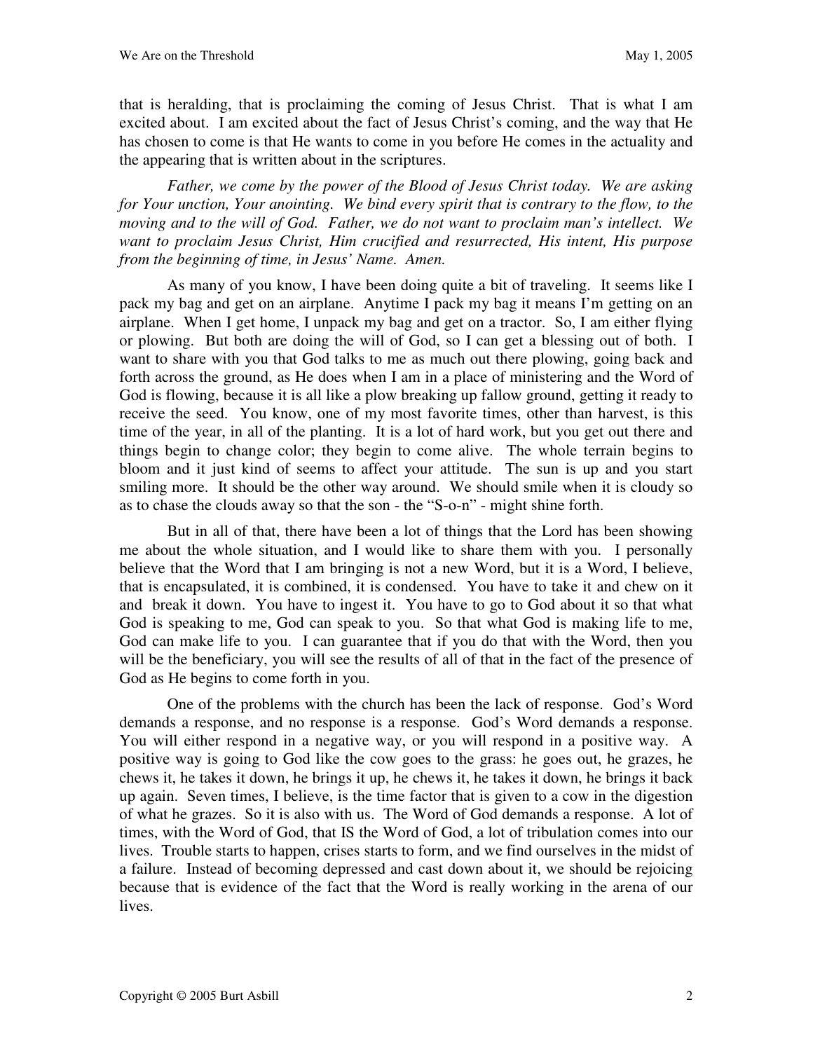that is heralding, that is proclaiming the coming of Jesus Christ. That is what I am excited about. I am excited about the fact of Jesus Christ's coming, and the way that He has chosen to come is that He wants to come in you before He comes in the actuality and the appearing that is written about in the scriptures.

*Father, we come by the power of the Blood of Jesus Christ today. We are asking for Your unction, Your anointing. We bind every spirit that is contrary to the flow, to the moving and to the will of God. Father, we do not want to proclaim man's intellect. We want to proclaim Jesus Christ, Him crucified and resurrected, His intent, His purpose from the beginning of time, in Jesus' Name. Amen.*

As many of you know, I have been doing quite a bit of traveling. It seems like I pack my bag and get on an airplane. Anytime I pack my bag it means I'm getting on an airplane. When I get home, I unpack my bag and get on a tractor. So, I am either flying or plowing. But both are doing the will of God, so I can get a blessing out of both. I want to share with you that God talks to me as much out there plowing, going back and forth across the ground, as He does when I am in a place of ministering and the Word of God is flowing, because it is all like a plow breaking up fallow ground, getting it ready to receive the seed. You know, one of my most favorite times, other than harvest, is this time of the year, in all of the planting. It is a lot of hard work, but you get out there and things begin to change color; they begin to come alive. The whole terrain begins to bloom and it just kind of seems to affect your attitude. The sun is up and you start smiling more. It should be the other way around. We should smile when it is cloudy so as to chase the clouds away so that the son - the "S-o-n" - might shine forth.

But in all of that, there have been a lot of things that the Lord has been showing me about the whole situation, and I would like to share them with you. I personally believe that the Word that I am bringing is not a new Word, but it is a Word, I believe, that is encapsulated, it is combined, it is condensed. You have to take it and chew on it and break it down. You have to ingest it. You have to go to God about it so that what God is speaking to me, God can speak to you. So that what God is making life to me, God can make life to you. I can guarantee that if you do that with the Word, then you will be the beneficiary, you will see the results of all of that in the fact of the presence of God as He begins to come forth in you.

One of the problems with the church has been the lack of response. God's Word demands a response, and no response is a response. God's Word demands a response. You will either respond in a negative way, or you will respond in a positive way. A positive way is going to God like the cow goes to the grass: he goes out, he grazes, he chews it, he takes it down, he brings it up, he chews it, he takes it down, he brings it back up again. Seven times, I believe, is the time factor that is given to a cow in the digestion of what he grazes. So it is also with us. The Word of God demands a response. A lot of times, with the Word of God, that IS the Word of God, a lot of tribulation comes into our lives. Trouble starts to happen, crises starts to form, and we find ourselves in the midst of a failure. Instead of becoming depressed and cast down about it, we should be rejoicing because that is evidence of the fact that the Word is really working in the arena of our lives.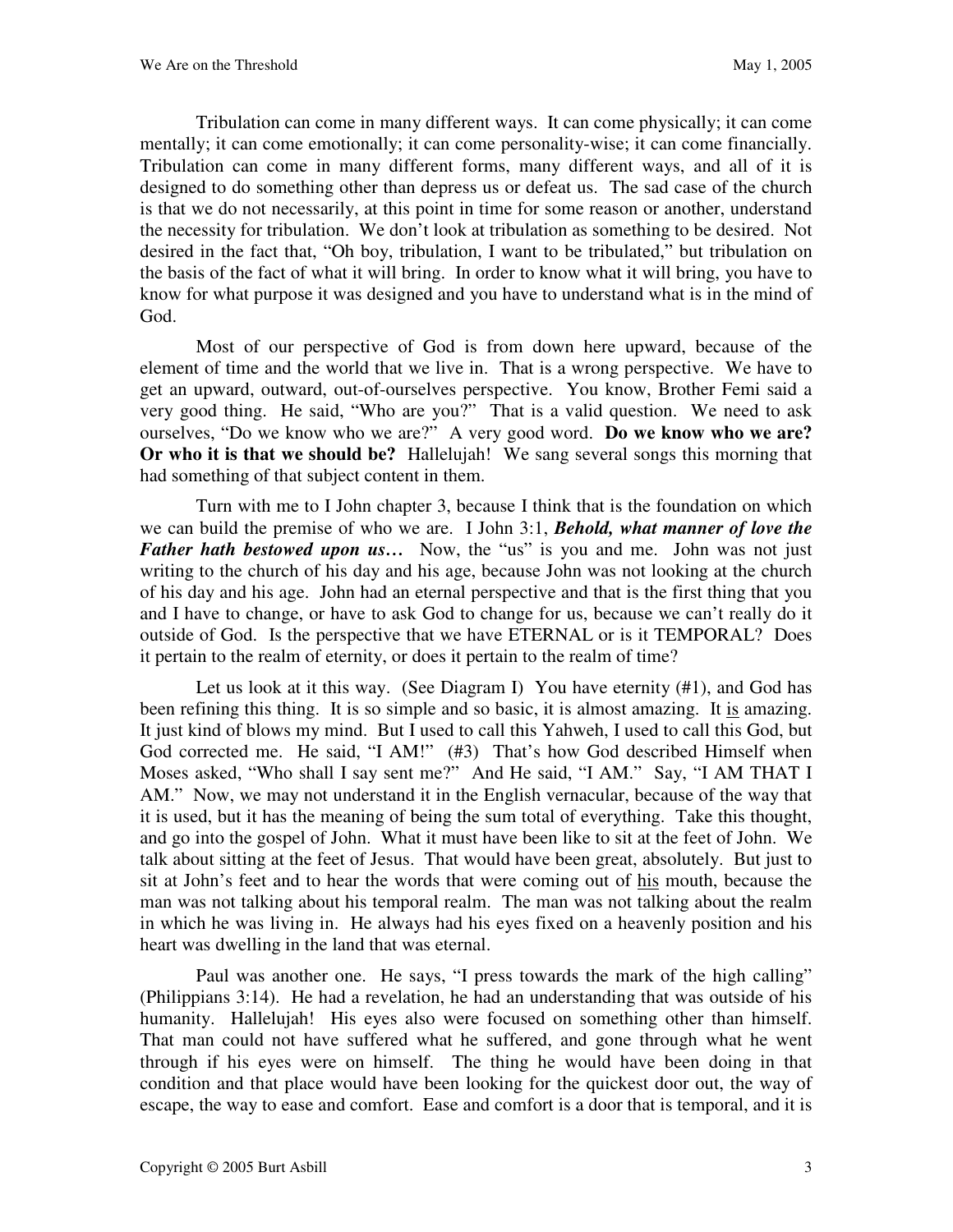Tribulation can come in many different ways. It can come physically; it can come mentally; it can come emotionally; it can come personality-wise; it can come financially. Tribulation can come in many different forms, many different ways, and all of it is designed to do something other than depress us or defeat us. The sad case of the church is that we do not necessarily, at this point in time for some reason or another, understand the necessity for tribulation. We don't look at tribulation as something to be desired. Not desired in the fact that, "Oh boy, tribulation, I want to be tribulated," but tribulation on the basis of the fact of what it will bring. In order to know what it will bring, you have to know for what purpose it was designed and you have to understand what is in the mind of God.

Most of our perspective of God is from down here upward, because of the element of time and the world that we live in. That is a wrong perspective. We have to get an upward, outward, out-of-ourselves perspective. You know, Brother Femi said a very good thing. He said, "Who are you?" That is a valid question. We need to ask ourselves, "Do we know who we are?" A very good word. **Do we know who we are? Or who it is that we should be?** Hallelujah! We sang several songs this morning that had something of that subject content in them.

Turn with me to I John chapter 3, because I think that is the foundation on which we can build the premise of who we are. I John 3:1, ***Behold, what manner of love the Father hath bestowed upon us…*** Now, the "us" is you and me. John was not just writing to the church of his day and his age, because John was not looking at the church of his day and his age. John had an eternal perspective and that is the first thing that you and I have to change, or have to ask God to change for us, because we can't really do it outside of God. Is the perspective that we have ETERNAL or is it TEMPORAL? Does it pertain to the realm of eternity, or does it pertain to the realm of time?

Let us look at it this way. (See Diagram I) You have eternity (#1), and God has been refining this thing. It is so simple and so basic, it is almost amazing. It is amazing. It just kind of blows my mind. But I used to call this Yahweh, I used to call this God, but God corrected me. He said, "I AM!" (#3) That's how God described Himself when Moses asked, "Who shall I say sent me?" And He said, "I AM." Say, "I AM THAT I AM." Now, we may not understand it in the English vernacular, because of the way that it is used, but it has the meaning of being the sum total of everything. Take this thought, and go into the gospel of John. What it must have been like to sit at the feet of John. We talk about sitting at the feet of Jesus. That would have been great, absolutely. But just to sit at John's feet and to hear the words that were coming out of his mouth, because the man was not talking about his temporal realm. The man was not talking about the realm in which he was living in. He always had his eyes fixed on a heavenly position and his heart was dwelling in the land that was eternal.

Paul was another one. He says, "I press towards the mark of the high calling" (Philippians 3:14). He had a revelation, he had an understanding that was outside of his humanity. Hallelujah! His eyes also were focused on something other than himself. That man could not have suffered what he suffered, and gone through what he went through if his eyes were on himself. The thing he would have been doing in that condition and that place would have been looking for the quickest door out, the way of escape, the way to ease and comfort. Ease and comfort is a door that is temporal, and it is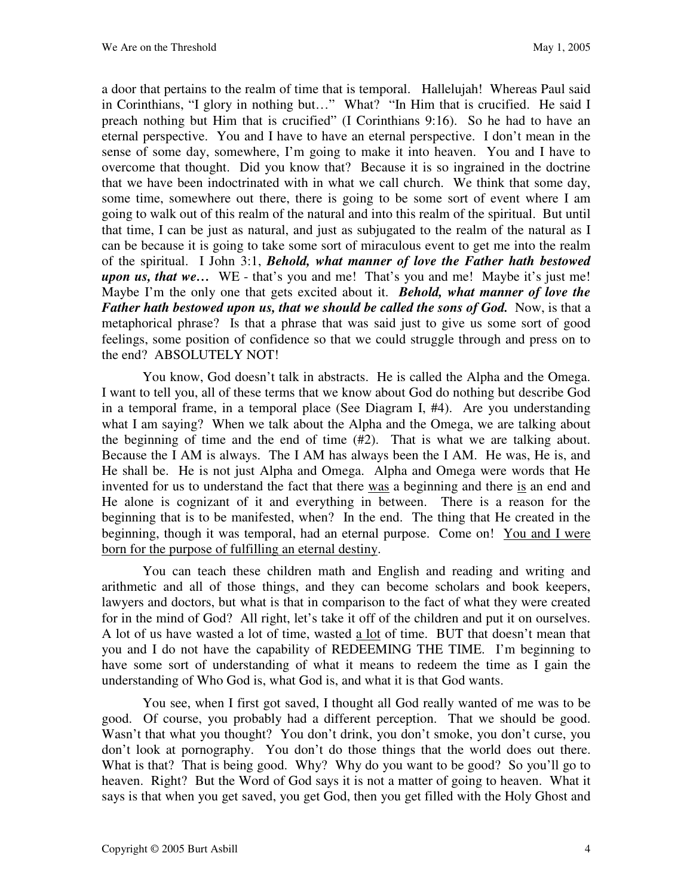a door that pertains to the realm of time that is temporal. Hallelujah! Whereas Paul said in Corinthians, "I glory in nothing but…" What? "In Him that is crucified. He said I preach nothing but Him that is crucified" (I Corinthians 9:16). So he had to have an eternal perspective. You and I have to have an eternal perspective. I don't mean in the sense of some day, somewhere, I'm going to make it into heaven. You and I have to overcome that thought. Did you know that? Because it is so ingrained in the doctrine that we have been indoctrinated with in what we call church. We think that some day, some time, somewhere out there, there is going to be some sort of event where I am going to walk out of this realm of the natural and into this realm of the spiritual. But until that time, I can be just as natural, and just as subjugated to the realm of the natural as I can be because it is going to take some sort of miraculous event to get me into the realm of the spiritual. I John 3:1, ***Behold, what manner of love the Father hath bestowed upon us, that we…*** WE - that's you and me! That's you and me! Maybe it's just me! Maybe I'm the only one that gets excited about it. ***Behold, what manner of love the Father hath bestowed upon us, that we should be called the sons of God.*** Now, is that a metaphorical phrase? Is that a phrase that was said just to give us some sort of good feelings, some position of confidence so that we could struggle through and press on to the end? ABSOLUTELY NOT!

You know, God doesn't talk in abstracts. He is called the Alpha and the Omega. I want to tell you, all of these terms that we know about God do nothing but describe God in a temporal frame, in a temporal place (See Diagram I, #4). Are you understanding what I am saying? When we talk about the Alpha and the Omega, we are talking about the beginning of time and the end of time (#2). That is what we are talking about. Because the I AM is always. The I AM has always been the I AM. He was, He is, and He shall be. He is not just Alpha and Omega. Alpha and Omega were words that He invented for us to understand the fact that there <u>was</u> a beginning and there <u>is</u> an end and He alone is cognizant of it and everything in between. There is a reason for the beginning that is to be manifested, when? In the end. The thing that He created in the beginning, though it was temporal, had an eternal purpose. Come on! <u>You and I were born for the purpose of fulfilling an eternal destiny</u>.

You can teach these children math and English and reading and writing and arithmetic and all of those things, and they can become scholars and book keepers, lawyers and doctors, but what is that in comparison to the fact of what they were created for in the mind of God? All right, let's take it off of the children and put it on ourselves. A lot of us have wasted a lot of time, wasted <u>a lot</u> of time. BUT that doesn't mean that you and I do not have the capability of REDEEMING THE TIME. I'm beginning to have some sort of understanding of what it means to redeem the time as I gain the understanding of Who God is, what God is, and what it is that God wants.

You see, when I first got saved, I thought all God really wanted of me was to be good. Of course, you probably had a different perception. That we should be good. Wasn't that what you thought? You don't drink, you don't smoke, you don't curse, you don't look at pornography. You don't do those things that the world does out there. What is that? That is being good. Why? Why do you want to be good? So you'll go to heaven. Right? But the Word of God says it is not a matter of going to heaven. What it says is that when you get saved, you get God, then you get filled with the Holy Ghost and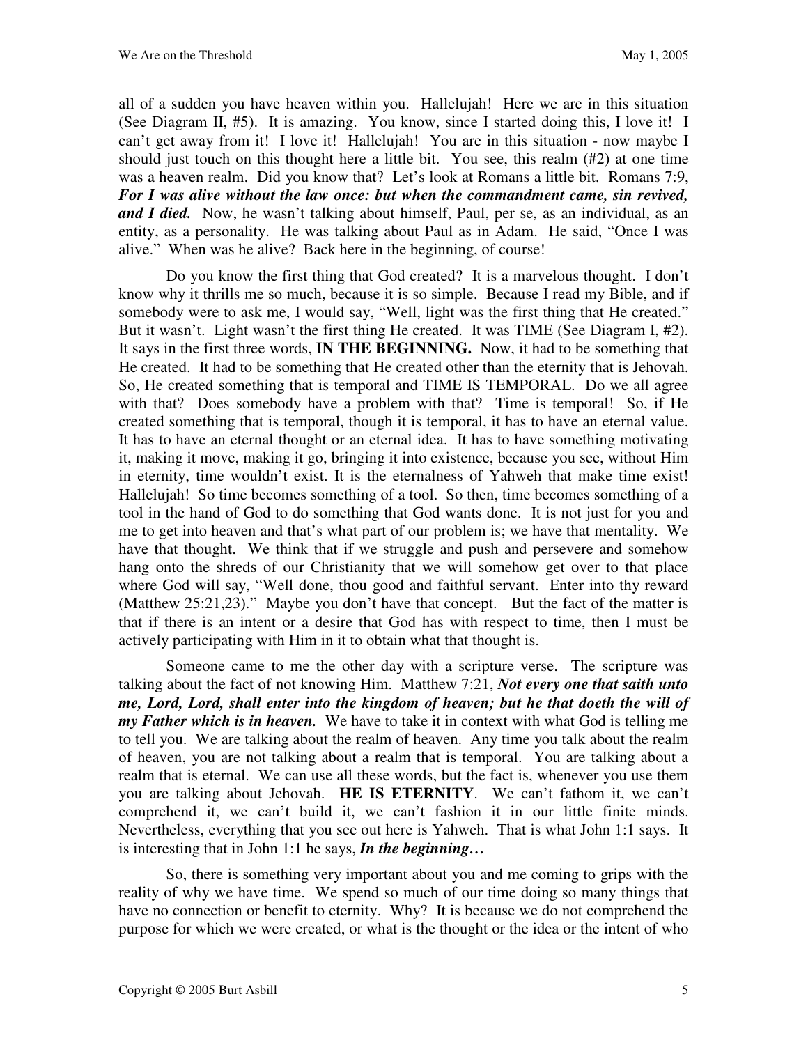all of a sudden you have heaven within you. Hallelujah! Here we are in this situation (See Diagram II, #5). It is amazing. You know, since I started doing this, I love it! I can't get away from it! I love it! Hallelujah! You are in this situation - now maybe I should just touch on this thought here a little bit. You see, this realm (#2) at one time was a heaven realm. Did you know that? Let's look at Romans a little bit. Romans 7:9, ***For I was alive without the law once: but when the commandment came, sin revived, and I died.*** Now, he wasn't talking about himself, Paul, per se, as an individual, as an entity, as a personality. He was talking about Paul as in Adam. He said, "Once I was alive." When was he alive? Back here in the beginning, of course!

Do you know the first thing that God created? It is a marvelous thought. I don't know why it thrills me so much, because it is so simple. Because I read my Bible, and if somebody were to ask me, I would say, "Well, light was the first thing that He created." But it wasn't. Light wasn't the first thing He created. It was TIME (See Diagram I, #2). It says in the first three words, **IN THE BEGINNING.** Now, it had to be something that He created. It had to be something that He created other than the eternity that is Jehovah. So, He created something that is temporal and TIME IS TEMPORAL. Do we all agree with that? Does somebody have a problem with that? Time is temporal! So, if He created something that is temporal, though it is temporal, it has to have an eternal value. It has to have an eternal thought or an eternal idea. It has to have something motivating it, making it move, making it go, bringing it into existence, because you see, without Him in eternity, time wouldn't exist. It is the eternalness of Yahweh that make time exist! Hallelujah! So time becomes something of a tool. So then, time becomes something of a tool in the hand of God to do something that God wants done. It is not just for you and me to get into heaven and that's what part of our problem is; we have that mentality. We have that thought. We think that if we struggle and push and persevere and somehow hang onto the shreds of our Christianity that we will somehow get over to that place where God will say, "Well done, thou good and faithful servant. Enter into thy reward (Matthew 25:21,23)." Maybe you don't have that concept. But the fact of the matter is that if there is an intent or a desire that God has with respect to time, then I must be actively participating with Him in it to obtain what that thought is.

Someone came to me the other day with a scripture verse. The scripture was talking about the fact of not knowing Him. Matthew 7:21, ***Not every one that saith unto me, Lord, Lord, shall enter into the kingdom of heaven; but he that doeth the will of my Father which is in heaven.*** We have to take it in context with what God is telling me to tell you. We are talking about the realm of heaven. Any time you talk about the realm of heaven, you are not talking about a realm that is temporal. You are talking about a realm that is eternal. We can use all these words, but the fact is, whenever you use them you are talking about Jehovah. **HE IS ETERNITY**. We can't fathom it, we can't comprehend it, we can't build it, we can't fashion it in our little finite minds. Nevertheless, everything that you see out here is Yahweh. That is what John 1:1 says. It is interesting that in John 1:1 he says, ***In the beginning…***

So, there is something very important about you and me coming to grips with the reality of why we have time. We spend so much of our time doing so many things that have no connection or benefit to eternity. Why? It is because we do not comprehend the purpose for which we were created, or what is the thought or the idea or the intent of who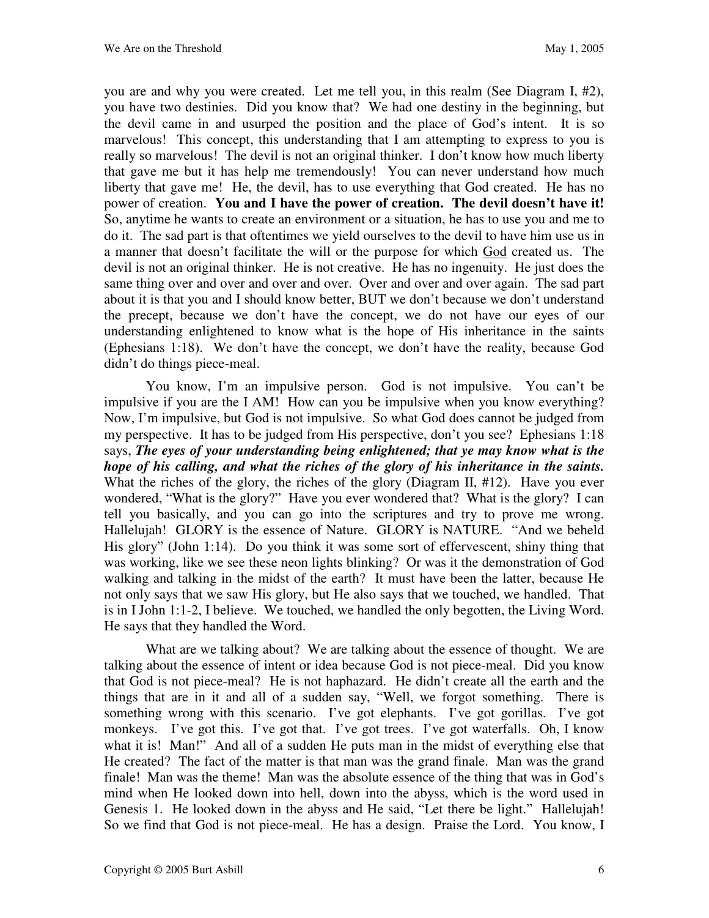you are and why you were created. Let me tell you, in this realm (See Diagram I, #2), you have two destinies. Did you know that? We had one destiny in the beginning, but the devil came in and usurped the position and the place of God's intent. It is so marvelous! This concept, this understanding that I am attempting to express to you is really so marvelous! The devil is not an original thinker. I don't know how much liberty that gave me but it has help me tremendously! You can never understand how much liberty that gave me! He, the devil, has to use everything that God created. He has no power of creation. **You and I have the power of creation. The devil doesn't have it!** So, anytime he wants to create an environment or a situation, he has to use you and me to do it. The sad part is that oftentimes we yield ourselves to the devil to have him use us in a manner that doesn't facilitate the will or the purpose for which <u>God</u> created us. The devil is not an original thinker. He is not creative. He has no ingenuity. He just does the same thing over and over and over and over. Over and over and over again. The sad part about it is that you and I should know better, BUT we don't because we don't understand the precept, because we don't have the concept, we do not have our eyes of our understanding enlightened to know what is the hope of His inheritance in the saints (Ephesians 1:18). We don't have the concept, we don't have the reality, because God didn't do things piece-meal.

You know, I'm an impulsive person. God is not impulsive. You can't be impulsive if you are the I AM! How can you be impulsive when you know everything? Now, I'm impulsive, but God is not impulsive. So what God does cannot be judged from my perspective. It has to be judged from His perspective, don't you see? Ephesians 1:18 says, ***The eyes of your understanding being enlightened; that ye may know what is the hope of his calling, and what the riches of the glory of his inheritance in the saints.*** What the riches of the glory, the riches of the glory (Diagram II, #12). Have you ever wondered, "What is the glory?" Have you ever wondered that? What is the glory? I can tell you basically, and you can go into the scriptures and try to prove me wrong. Hallelujah! GLORY is the essence of Nature. GLORY is NATURE. "And we beheld His glory" (John 1:14). Do you think it was some sort of effervescent, shiny thing that was working, like we see these neon lights blinking? Or was it the demonstration of God walking and talking in the midst of the earth? It must have been the latter, because He not only says that we saw His glory, but He also says that we touched, we handled. That is in I John 1:1-2, I believe. We touched, we handled the only begotten, the Living Word. He says that they handled the Word.

What are we talking about? We are talking about the essence of thought. We are talking about the essence of intent or idea because God is not piece-meal. Did you know that God is not piece-meal? He is not haphazard. He didn't create all the earth and the things that are in it and all of a sudden say, "Well, we forgot something. There is something wrong with this scenario. I've got elephants. I've got gorillas. I've got monkeys. I've got this. I've got that. I've got trees. I've got waterfalls. Oh, I know what it is! Man!" And all of a sudden He puts man in the midst of everything else that He created? The fact of the matter is that man was the grand finale. Man was the grand finale! Man was the theme! Man was the absolute essence of the thing that was in God's mind when He looked down into hell, down into the abyss, which is the word used in Genesis 1. He looked down in the abyss and He said, "Let there be light." Hallelujah! So we find that God is not piece-meal. He has a design. Praise the Lord. You know, I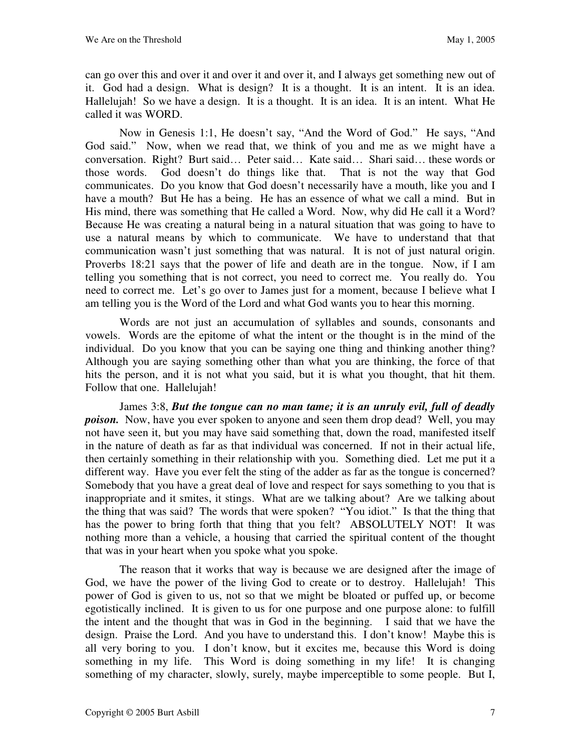can go over this and over it and over it and over it, and I always get something new out of it. God had a design. What is design? It is a thought. It is an intent. It is an idea. Hallelujah! So we have a design. It is a thought. It is an idea. It is an intent. What He called it was WORD.

Now in Genesis 1:1, He doesn't say, "And the Word of God." He says, "And God said." Now, when we read that, we think of you and me as we might have a conversation. Right? Burt said… Peter said… Kate said… Shari said… these words or those words. God doesn't do things like that. That is not the way that God communicates. Do you know that God doesn't necessarily have a mouth, like you and I have a mouth? But He has a being. He has an essence of what we call a mind. But in His mind, there was something that He called a Word. Now, why did He call it a Word? Because He was creating a natural being in a natural situation that was going to have to use a natural means by which to communicate. We have to understand that that communication wasn't just something that was natural. It is not of just natural origin. Proverbs 18:21 says that the power of life and death are in the tongue. Now, if I am telling you something that is not correct, you need to correct me. You really do. You need to correct me. Let's go over to James just for a moment, because I believe what I am telling you is the Word of the Lord and what God wants you to hear this morning.

Words are not just an accumulation of syllables and sounds, consonants and vowels. Words are the epitome of what the intent or the thought is in the mind of the individual. Do you know that you can be saying one thing and thinking another thing? Although you are saying something other than what you are thinking, the force of that hits the person, and it is not what you said, but it is what you thought, that hit them. Follow that one. Hallelujah!

James 3:8, ***But the tongue can no man tame; it is an unruly evil, full of deadly poison.*** Now, have you ever spoken to anyone and seen them drop dead? Well, you may not have seen it, but you may have said something that, down the road, manifested itself in the nature of death as far as that individual was concerned. If not in their actual life, then certainly something in their relationship with you. Something died. Let me put it a different way. Have you ever felt the sting of the adder as far as the tongue is concerned? Somebody that you have a great deal of love and respect for says something to you that is inappropriate and it smites, it stings. What are we talking about? Are we talking about the thing that was said? The words that were spoken? "You idiot." Is that the thing that has the power to bring forth that thing that you felt? ABSOLUTELY NOT! It was nothing more than a vehicle, a housing that carried the spiritual content of the thought that was in your heart when you spoke what you spoke.

The reason that it works that way is because we are designed after the image of God, we have the power of the living God to create or to destroy. Hallelujah! This power of God is given to us, not so that we might be bloated or puffed up, or become egotistically inclined. It is given to us for one purpose and one purpose alone: to fulfill the intent and the thought that was in God in the beginning. I said that we have the design. Praise the Lord. And you have to understand this. I don't know! Maybe this is all very boring to you. I don't know, but it excites me, because this Word is doing something in my life. This Word is doing something in my life! It is changing something of my character, slowly, surely, maybe imperceptible to some people. But I,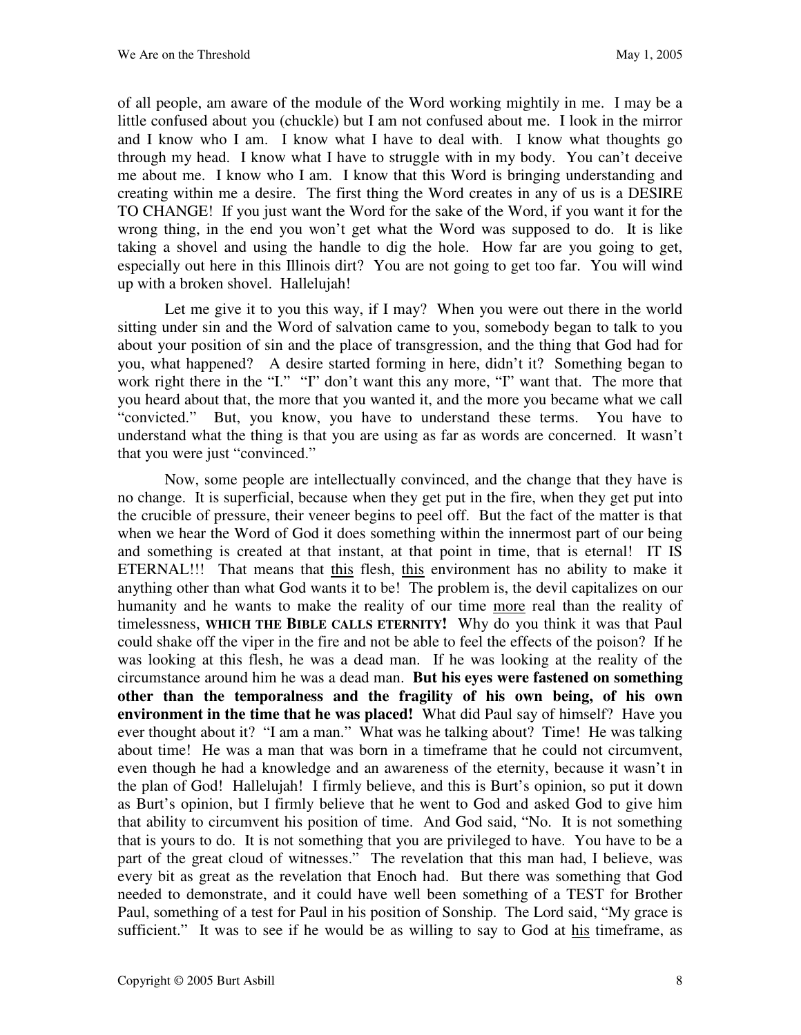of all people, am aware of the module of the Word working mightily in me. I may be a little confused about you (chuckle) but I am not confused about me. I look in the mirror and I know who I am. I know what I have to deal with. I know what thoughts go through my head. I know what I have to struggle with in my body. You can't deceive me about me. I know who I am. I know that this Word is bringing understanding and creating within me a desire. The first thing the Word creates in any of us is a DESIRE TO CHANGE! If you just want the Word for the sake of the Word, if you want it for the wrong thing, in the end you won't get what the Word was supposed to do. It is like taking a shovel and using the handle to dig the hole. How far are you going to get, especially out here in this Illinois dirt? You are not going to get too far. You will wind up with a broken shovel. Hallelujah!

Let me give it to you this way, if I may? When you were out there in the world sitting under sin and the Word of salvation came to you, somebody began to talk to you about your position of sin and the place of transgression, and the thing that God had for you, what happened? A desire started forming in here, didn't it? Something began to work right there in the "I." "I" don't want this any more, "I" want that. The more that you heard about that, the more that you wanted it, and the more you became what we call "convicted." But, you know, you have to understand these terms. You have to understand what the thing is that you are using as far as words are concerned. It wasn't that you were just "convinced."

Now, some people are intellectually convinced, and the change that they have is no change. It is superficial, because when they get put in the fire, when they get put into the crucible of pressure, their veneer begins to peel off. But the fact of the matter is that when we hear the Word of God it does something within the innermost part of our being and something is created at that instant, at that point in time, that is eternal! IT IS ETERNAL!!! That means that <u>this</u> flesh, <u>this</u> environment has no ability to make it anything other than what God wants it to be! The problem is, the devil capitalizes on our humanity and he wants to make the reality of our time <u>more</u> real than the reality of timelessness, **WHICH THE BIBLE CALLS ETERNITY!** Why do you think it was that Paul could shake off the viper in the fire and not be able to feel the effects of the poison? If he was looking at this flesh, he was a dead man. If he was looking at the reality of the circumstance around him he was a dead man. **But his eyes were fastened on something other than the temporalness and the fragility of his own being, of his own environment in the time that he was placed!** What did Paul say of himself? Have you ever thought about it? "I am a man." What was he talking about? Time! He was talking about time! He was a man that was born in a timeframe that he could not circumvent, even though he had a knowledge and an awareness of the eternity, because it wasn't in the plan of God! Hallelujah! I firmly believe, and this is Burt's opinion, so put it down as Burt's opinion, but I firmly believe that he went to God and asked God to give him that ability to circumvent his position of time. And God said, "No. It is not something that is yours to do. It is not something that you are privileged to have. You have to be a part of the great cloud of witnesses." The revelation that this man had, I believe, was every bit as great as the revelation that Enoch had. But there was something that God needed to demonstrate, and it could have well been something of a TEST for Brother Paul, something of a test for Paul in his position of Sonship. The Lord said, "My grace is sufficient." It was to see if he would be as willing to say to God at <u>his</u> timeframe, as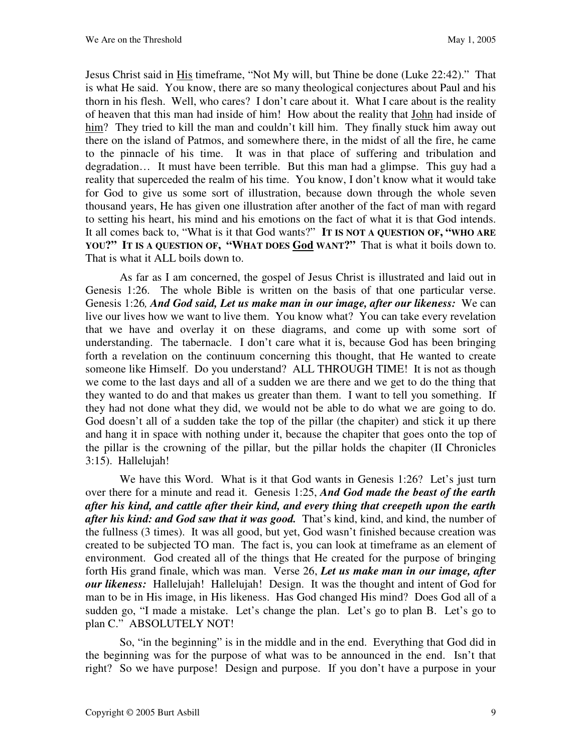Jesus Christ said in His timeframe, "Not My will, but Thine be done (Luke 22:42)." That is what He said. You know, there are so many theological conjectures about Paul and his thorn in his flesh. Well, who cares? I don't care about it. What I care about is the reality of heaven that this man had inside of him! How about the reality that John had inside of him? They tried to kill the man and couldn't kill him. They finally stuck him away out there on the island of Patmos, and somewhere there, in the midst of all the fire, he came to the pinnacle of his time. It was in that place of suffering and tribulation and degradation… It must have been terrible. But this man had a glimpse. This guy had a reality that superceded the realm of his time. You know, I don't know what it would take for God to give us some sort of illustration, because down through the whole seven thousand years, He has given one illustration after another of the fact of man with regard to setting his heart, his mind and his emotions on the fact of what it is that God intends. It all comes back to, "What is it that God wants?" **IT IS NOT A QUESTION OF, "WHO ARE YOU?" IT IS A QUESTION OF, "WHAT DOES God WANT?"** That is what it boils down to. That is what it ALL boils down to.

As far as I am concerned, the gospel of Jesus Christ is illustrated and laid out in Genesis 1:26. The whole Bible is written on the basis of that one particular verse. Genesis 1:26*, **And God said, Let us make man in our image, after our likeness:*** We can live our lives how we want to live them. You know what? You can take every revelation that we have and overlay it on these diagrams, and come up with some sort of understanding. The tabernacle. I don't care what it is, because God has been bringing forth a revelation on the continuum concerning this thought, that He wanted to create someone like Himself. Do you understand? ALL THROUGH TIME! It is not as though we come to the last days and all of a sudden we are there and we get to do the thing that they wanted to do and that makes us greater than them. I want to tell you something. If they had not done what they did, we would not be able to do what we are going to do. God doesn't all of a sudden take the top of the pillar (the chapiter) and stick it up there and hang it in space with nothing under it, because the chapiter that goes onto the top of the pillar is the crowning of the pillar, but the pillar holds the chapiter (II Chronicles 3:15). Hallelujah!

We have this Word. What is it that God wants in Genesis 1:26? Let's just turn over there for a minute and read it. Genesis 1:25, ***And God made the beast of the earth after his kind, and cattle after their kind, and every thing that creepeth upon the earth after his kind: and God saw that it was good.*** That's kind, kind, and kind, the number of the fullness (3 times). It was all good, but yet, God wasn't finished because creation was created to be subjected TO man. The fact is, you can look at timeframe as an element of environment. God created all of the things that He created for the purpose of bringing forth His grand finale, which was man. Verse 26, ***Let us make man in our image, after our likeness:*** Hallelujah! Hallelujah! Design. It was the thought and intent of God for man to be in His image, in His likeness. Has God changed His mind? Does God all of a sudden go, "I made a mistake. Let's change the plan. Let's go to plan B. Let's go to plan C." ABSOLUTELY NOT!

So, "in the beginning" is in the middle and in the end. Everything that God did in the beginning was for the purpose of what was to be announced in the end. Isn't that right? So we have purpose! Design and purpose. If you don't have a purpose in your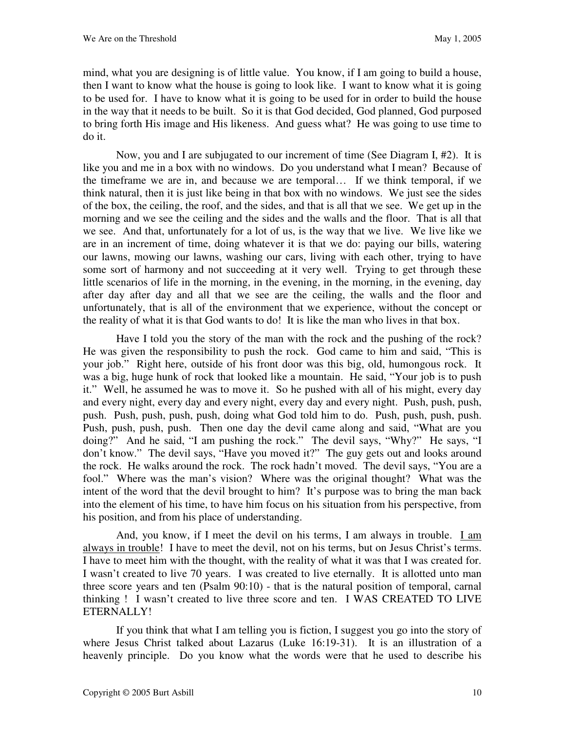mind, what you are designing is of little value. You know, if I am going to build a house, then I want to know what the house is going to look like. I want to know what it is going to be used for. I have to know what it is going to be used for in order to build the house in the way that it needs to be built. So it is that God decided, God planned, God purposed to bring forth His image and His likeness. And guess what? He was going to use time to do it.

Now, you and I are subjugated to our increment of time (See Diagram I, #2). It is like you and me in a box with no windows. Do you understand what I mean? Because of the timeframe we are in, and because we are temporal… If we think temporal, if we think natural, then it is just like being in that box with no windows. We just see the sides of the box, the ceiling, the roof, and the sides, and that is all that we see. We get up in the morning and we see the ceiling and the sides and the walls and the floor. That is all that we see. And that, unfortunately for a lot of us, is the way that we live. We live like we are in an increment of time, doing whatever it is that we do: paying our bills, watering our lawns, mowing our lawns, washing our cars, living with each other, trying to have some sort of harmony and not succeeding at it very well. Trying to get through these little scenarios of life in the morning, in the evening, in the morning, in the evening, day after day after day and all that we see are the ceiling, the walls and the floor and unfortunately, that is all of the environment that we experience, without the concept or the reality of what it is that God wants to do! It is like the man who lives in that box.

Have I told you the story of the man with the rock and the pushing of the rock? He was given the responsibility to push the rock. God came to him and said, "This is your job." Right here, outside of his front door was this big, old, humongous rock. It was a big, huge hunk of rock that looked like a mountain. He said, "Your job is to push it." Well, he assumed he was to move it. So he pushed with all of his might, every day and every night, every day and every night, every day and every night. Push, push, push, push. Push, push, push, push, doing what God told him to do. Push, push, push, push. Push, push, push, push. Then one day the devil came along and said, "What are you doing?" And he said, "I am pushing the rock." The devil says, "Why?" He says, "I don't know." The devil says, "Have you moved it?" The guy gets out and looks around the rock. He walks around the rock. The rock hadn't moved. The devil says, "You are a fool." Where was the man's vision? Where was the original thought? What was the intent of the word that the devil brought to him? It's purpose was to bring the man back into the element of his time, to have him focus on his situation from his perspective, from his position, and from his place of understanding.

And, you know, if I meet the devil on his terms, I am always in trouble. <u>I am always in trouble</u>! I have to meet the devil, not on his terms, but on Jesus Christ's terms. I have to meet him with the thought, with the reality of what it was that I was created for. I wasn't created to live 70 years. I was created to live eternally. It is allotted unto man three score years and ten (Psalm 90:10) - that is the natural position of temporal, carnal thinking ! I wasn't created to live three score and ten. I WAS CREATED TO LIVE ETERNALLY!

If you think that what I am telling you is fiction, I suggest you go into the story of where Jesus Christ talked about Lazarus (Luke 16:19-31). It is an illustration of a heavenly principle. Do you know what the words were that he used to describe his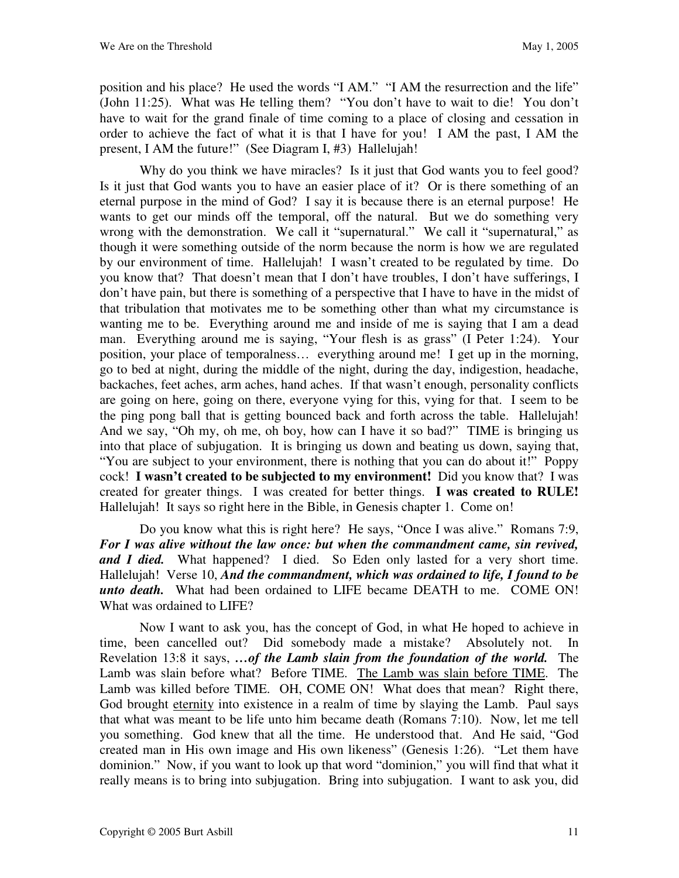position and his place? He used the words "I AM." "I AM the resurrection and the life" (John 11:25). What was He telling them? "You don't have to wait to die! You don't have to wait for the grand finale of time coming to a place of closing and cessation in order to achieve the fact of what it is that I have for you! I AM the past, I AM the present, I AM the future!" (See Diagram I, #3) Hallelujah!

Why do you think we have miracles? Is it just that God wants you to feel good? Is it just that God wants you to have an easier place of it? Or is there something of an eternal purpose in the mind of God? I say it is because there is an eternal purpose! He wants to get our minds off the temporal, off the natural. But we do something very wrong with the demonstration. We call it "supernatural." We call it "supernatural," as though it were something outside of the norm because the norm is how we are regulated by our environment of time. Hallelujah! I wasn't created to be regulated by time. Do you know that? That doesn't mean that I don't have troubles, I don't have sufferings, I don't have pain, but there is something of a perspective that I have to have in the midst of that tribulation that motivates me to be something other than what my circumstance is wanting me to be. Everything around me and inside of me is saying that I am a dead man. Everything around me is saying, "Your flesh is as grass" (I Peter 1:24). Your position, your place of temporalness… everything around me! I get up in the morning, go to bed at night, during the middle of the night, during the day, indigestion, headache, backaches, feet aches, arm aches, hand aches. If that wasn't enough, personality conflicts are going on here, going on there, everyone vying for this, vying for that. I seem to be the ping pong ball that is getting bounced back and forth across the table. Hallelujah! And we say, "Oh my, oh me, oh boy, how can I have it so bad?" TIME is bringing us into that place of subjugation. It is bringing us down and beating us down, saying that, "You are subject to your environment, there is nothing that you can do about it!" Poppy cock! **I wasn't created to be subjected to my environment!** Did you know that? I was created for greater things. I was created for better things. **I was created to RULE!** Hallelujah! It says so right here in the Bible, in Genesis chapter 1. Come on!

Do you know what this is right here? He says, "Once I was alive." Romans 7:9, ***For I was alive without the law once: but when the commandment came, sin revived, and I died.*** What happened? I died. So Eden only lasted for a very short time. Hallelujah! Verse 10, ***And the commandment, which was ordained to life, I found to be unto death.*** What had been ordained to LIFE became DEATH to me. COME ON! What was ordained to LIFE?

Now I want to ask you, has the concept of God, in what He hoped to achieve in time, been cancelled out? Did somebody made a mistake? Absolutely not. In Revelation 13:8 it says, ***…of the Lamb slain from the foundation of the world.*** The Lamb was slain before what? Before TIME. <u>The Lamb was slain before TIME</u>. The Lamb was killed before TIME. OH, COME ON! What does that mean? Right there, God brought <u>eternity</u> into existence in a realm of time by slaying the Lamb. Paul says that what was meant to be life unto him became death (Romans 7:10). Now, let me tell you something. God knew that all the time. He understood that. And He said, "God created man in His own image and His own likeness" (Genesis 1:26). "Let them have dominion." Now, if you want to look up that word "dominion," you will find that what it really means is to bring into subjugation. Bring into subjugation. I want to ask you, did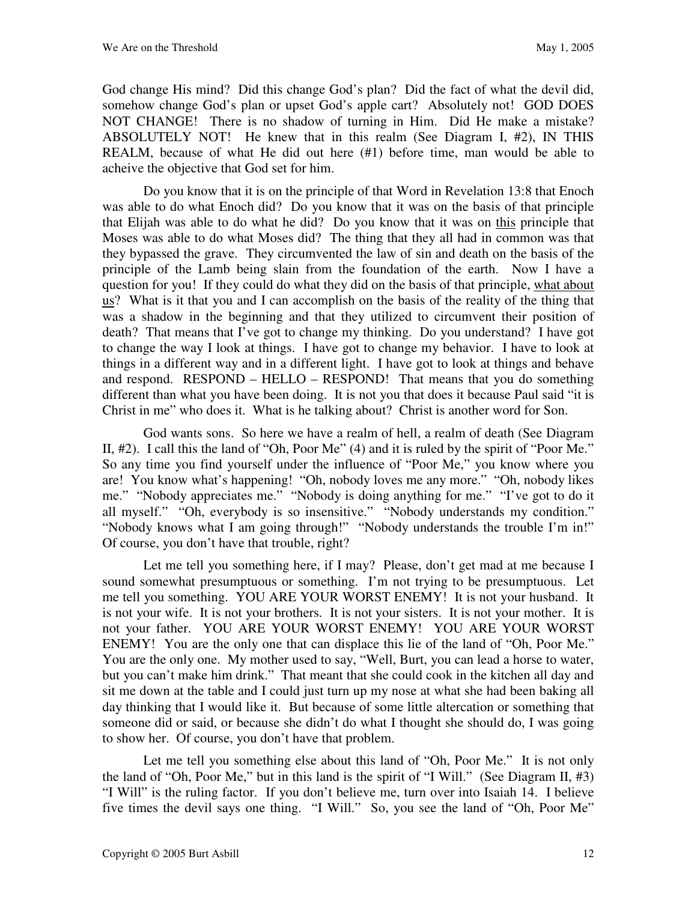God change His mind? Did this change God's plan? Did the fact of what the devil did, somehow change God's plan or upset God's apple cart? Absolutely not! GOD DOES NOT CHANGE! There is no shadow of turning in Him. Did He make a mistake? ABSOLUTELY NOT! He knew that in this realm (See Diagram I, #2), IN THIS REALM, because of what He did out here (#1) before time, man would be able to acheive the objective that God set for him.

Do you know that it is on the principle of that Word in Revelation 13:8 that Enoch was able to do what Enoch did? Do you know that it was on the basis of that principle that Elijah was able to do what he did? Do you know that it was on this principle that Moses was able to do what Moses did? The thing that they all had in common was that they bypassed the grave. They circumvented the law of sin and death on the basis of the principle of the Lamb being slain from the foundation of the earth. Now I have a question for you! If they could do what they did on the basis of that principle, what about us? What is it that you and I can accomplish on the basis of the reality of the thing that was a shadow in the beginning and that they utilized to circumvent their position of death? That means that I've got to change my thinking. Do you understand? I have got to change the way I look at things. I have got to change my behavior. I have to look at things in a different way and in a different light. I have got to look at things and behave and respond. RESPOND – HELLO – RESPOND! That means that you do something different than what you have been doing. It is not you that does it because Paul said "it is Christ in me" who does it. What is he talking about? Christ is another word for Son.

God wants sons. So here we have a realm of hell, a realm of death (See Diagram II, #2). I call this the land of "Oh, Poor Me" (4) and it is ruled by the spirit of "Poor Me." So any time you find yourself under the influence of "Poor Me," you know where you are! You know what's happening! "Oh, nobody loves me any more." "Oh, nobody likes me." "Nobody appreciates me." "Nobody is doing anything for me." "I've got to do it all myself." "Oh, everybody is so insensitive." "Nobody understands my condition." "Nobody knows what I am going through!" "Nobody understands the trouble I'm in!" Of course, you don't have that trouble, right?

Let me tell you something here, if I may? Please, don't get mad at me because I sound somewhat presumptuous or something. I'm not trying to be presumptuous. Let me tell you something. YOU ARE YOUR WORST ENEMY! It is not your husband. It is not your wife. It is not your brothers. It is not your sisters. It is not your mother. It is not your father. YOU ARE YOUR WORST ENEMY! YOU ARE YOUR WORST ENEMY! You are the only one that can displace this lie of the land of "Oh, Poor Me." You are the only one. My mother used to say, "Well, Burt, you can lead a horse to water, but you can't make him drink." That meant that she could cook in the kitchen all day and sit me down at the table and I could just turn up my nose at what she had been baking all day thinking that I would like it. But because of some little altercation or something that someone did or said, or because she didn't do what I thought she should do, I was going to show her. Of course, you don't have that problem.

Let me tell you something else about this land of "Oh, Poor Me." It is not only the land of "Oh, Poor Me," but in this land is the spirit of "I Will." (See Diagram II, #3) "I Will" is the ruling factor. If you don't believe me, turn over into Isaiah 14. I believe five times the devil says one thing. "I Will." So, you see the land of "Oh, Poor Me"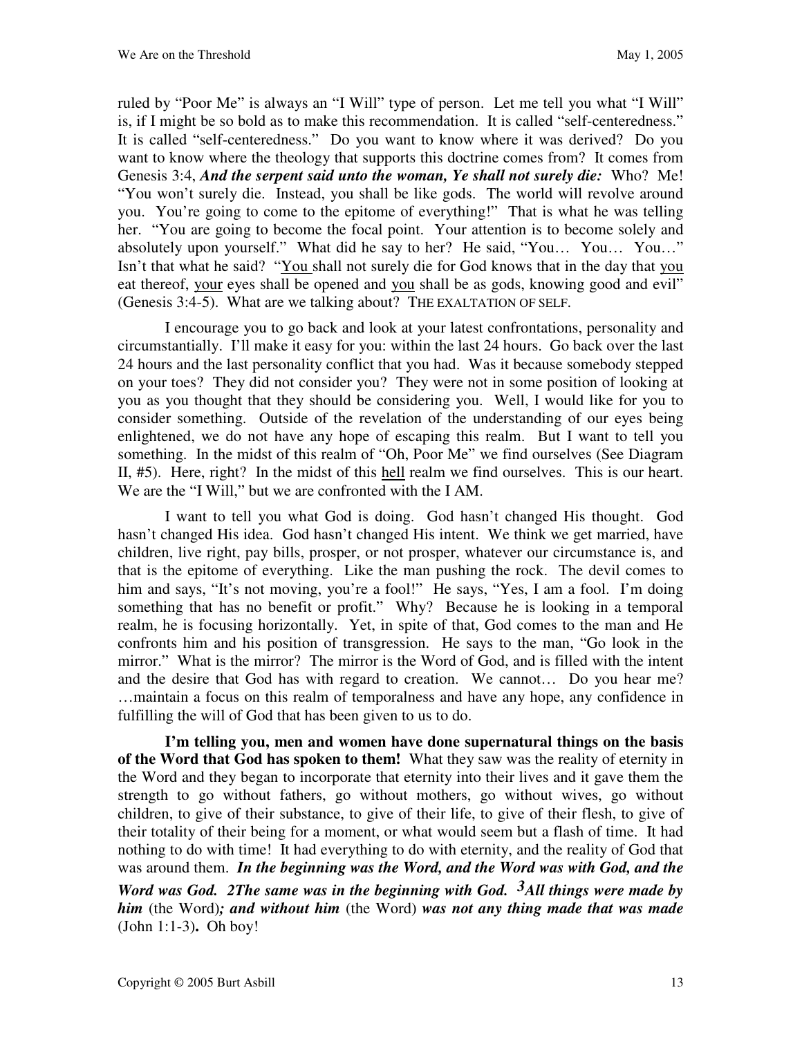ruled by "Poor Me" is always an "I Will" type of person. Let me tell you what "I Will" is, if I might be so bold as to make this recommendation. It is called "self-centeredness." It is called "self-centeredness." Do you want to know where it was derived? Do you want to know where the theology that supports this doctrine comes from? It comes from Genesis 3:4, ***And the serpent said unto the woman, Ye shall not surely die:*** Who? Me! "You won't surely die. Instead, you shall be like gods. The world will revolve around you. You're going to come to the epitome of everything!" That is what he was telling her. "You are going to become the focal point. Your attention is to become solely and absolutely upon yourself." What did he say to her? He said, "You… You… You…" Isn't that what he said? "<u>You</u> shall not surely die for God knows that in the day that <u>you</u> eat thereof, <u>your</u> eyes shall be opened and <u>you</u> shall be as gods, knowing good and evil" (Genesis 3:4-5). What are we talking about? THE EXALTATION OF SELF.

I encourage you to go back and look at your latest confrontations, personality and circumstantially. I'll make it easy for you: within the last 24 hours. Go back over the last 24 hours and the last personality conflict that you had. Was it because somebody stepped on your toes? They did not consider you? They were not in some position of looking at you as you thought that they should be considering you. Well, I would like for you to consider something. Outside of the revelation of the understanding of our eyes being enlightened, we do not have any hope of escaping this realm. But I want to tell you something. In the midst of this realm of "Oh, Poor Me" we find ourselves (See Diagram II, #5). Here, right? In the midst of this <u>hell</u> realm we find ourselves. This is our heart. We are the "I Will," but we are confronted with the I AM.

I want to tell you what God is doing. God hasn't changed His thought. God hasn't changed His idea. God hasn't changed His intent. We think we get married, have children, live right, pay bills, prosper, or not prosper, whatever our circumstance is, and that is the epitome of everything. Like the man pushing the rock. The devil comes to him and says, "It's not moving, you're a fool!" He says, "Yes, I am a fool. I'm doing something that has no benefit or profit." Why? Because he is looking in a temporal realm, he is focusing horizontally. Yet, in spite of that, God comes to the man and He confronts him and his position of transgression. He says to the man, "Go look in the mirror." What is the mirror? The mirror is the Word of God, and is filled with the intent and the desire that God has with regard to creation. We cannot… Do you hear me? …maintain a focus on this realm of temporalness and have any hope, any confidence in fulfilling the will of God that has been given to us to do.

**I'm telling you, men and women have done supernatural things on the basis of the Word that God has spoken to them!** What they saw was the reality of eternity in the Word and they began to incorporate that eternity into their lives and it gave them the strength to go without fathers, go without mothers, go without wives, go without children, to give of their substance, to give of their life, to give of their flesh, to give of their totality of their being for a moment, or what would seem but a flash of time. It had nothing to do with time! It had everything to do with eternity, and the reality of God that was around them. ***In the beginning was the Word, and the Word was with God, and the Word was God. 2The same was in the beginning with God. 3All things were made by him*** (the Word)***; and without him*** (the Word) ***was not any thing made that was made*** (John 1:1-3)**.** Oh boy!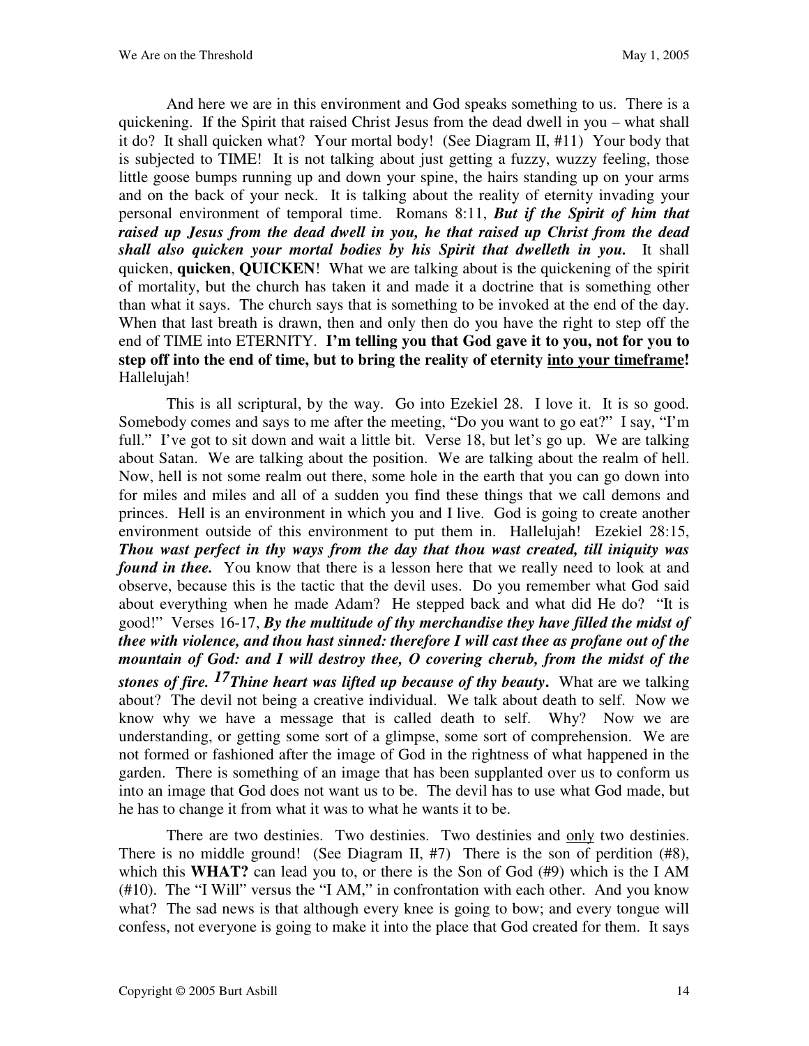And here we are in this environment and God speaks something to us. There is a quickening. If the Spirit that raised Christ Jesus from the dead dwell in you – what shall it do? It shall quicken what? Your mortal body! (See Diagram II, #11) Your body that is subjected to TIME! It is not talking about just getting a fuzzy, wuzzy feeling, those little goose bumps running up and down your spine, the hairs standing up on your arms and on the back of your neck. It is talking about the reality of eternity invading your personal environment of temporal time. Romans 8:11, ***But if the Spirit of him that raised up Jesus from the dead dwell in you, he that raised up Christ from the dead shall also quicken your mortal bodies by his Spirit that dwelleth in you.*** It shall quicken, **quicken**, **QUICKEN**! What we are talking about is the quickening of the spirit of mortality, but the church has taken it and made it a doctrine that is something other than what it says. The church says that is something to be invoked at the end of the day. When that last breath is drawn, then and only then do you have the right to step off the end of TIME into ETERNITY. **I'm telling you that God gave it to you, not for you to step off into the end of time, but to bring the reality of eternity <u>into your timeframe</u>!** Hallelujah!

This is all scriptural, by the way. Go into Ezekiel 28. I love it. It is so good. Somebody comes and says to me after the meeting, "Do you want to go eat?" I say, "I'm full." I've got to sit down and wait a little bit. Verse 18, but let's go up. We are talking about Satan. We are talking about the position. We are talking about the realm of hell. Now, hell is not some realm out there, some hole in the earth that you can go down into for miles and miles and all of a sudden you find these things that we call demons and princes. Hell is an environment in which you and I live. God is going to create another environment outside of this environment to put them in. Hallelujah! Ezekiel 28:15, ***Thou wast perfect in thy ways from the day that thou wast created, till iniquity was found in thee.*** You know that there is a lesson here that we really need to look at and observe, because this is the tactic that the devil uses. Do you remember what God said about everything when he made Adam? He stepped back and what did He do? "It is good!" Verses 16-17, ***By the multitude of thy merchandise they have filled the midst of thee with violence, and thou hast sinned: therefore I will cast thee as profane out of the mountain of God: and I will destroy thee, O covering cherub, from the midst of the stones of fire. 17Thine heart was lifted up because of thy beauty*.** What are we talking about? The devil not being a creative individual. We talk about death to self. Now we know why we have a message that is called death to self. Why? Now we are understanding, or getting some sort of a glimpse, some sort of comprehension. We are not formed or fashioned after the image of God in the rightness of what happened in the garden. There is something of an image that has been supplanted over us to conform us into an image that God does not want us to be. The devil has to use what God made, but he has to change it from what it was to what he wants it to be.

There are two destinies. Two destinies. Two destinies and <u>only</u> two destinies. There is no middle ground! (See Diagram II, #7) There is the son of perdition (#8), which this **WHAT?** can lead you to, or there is the Son of God (#9) which is the I AM (#10). The "I Will" versus the "I AM," in confrontation with each other. And you know what? The sad news is that although every knee is going to bow; and every tongue will confess, not everyone is going to make it into the place that God created for them. It says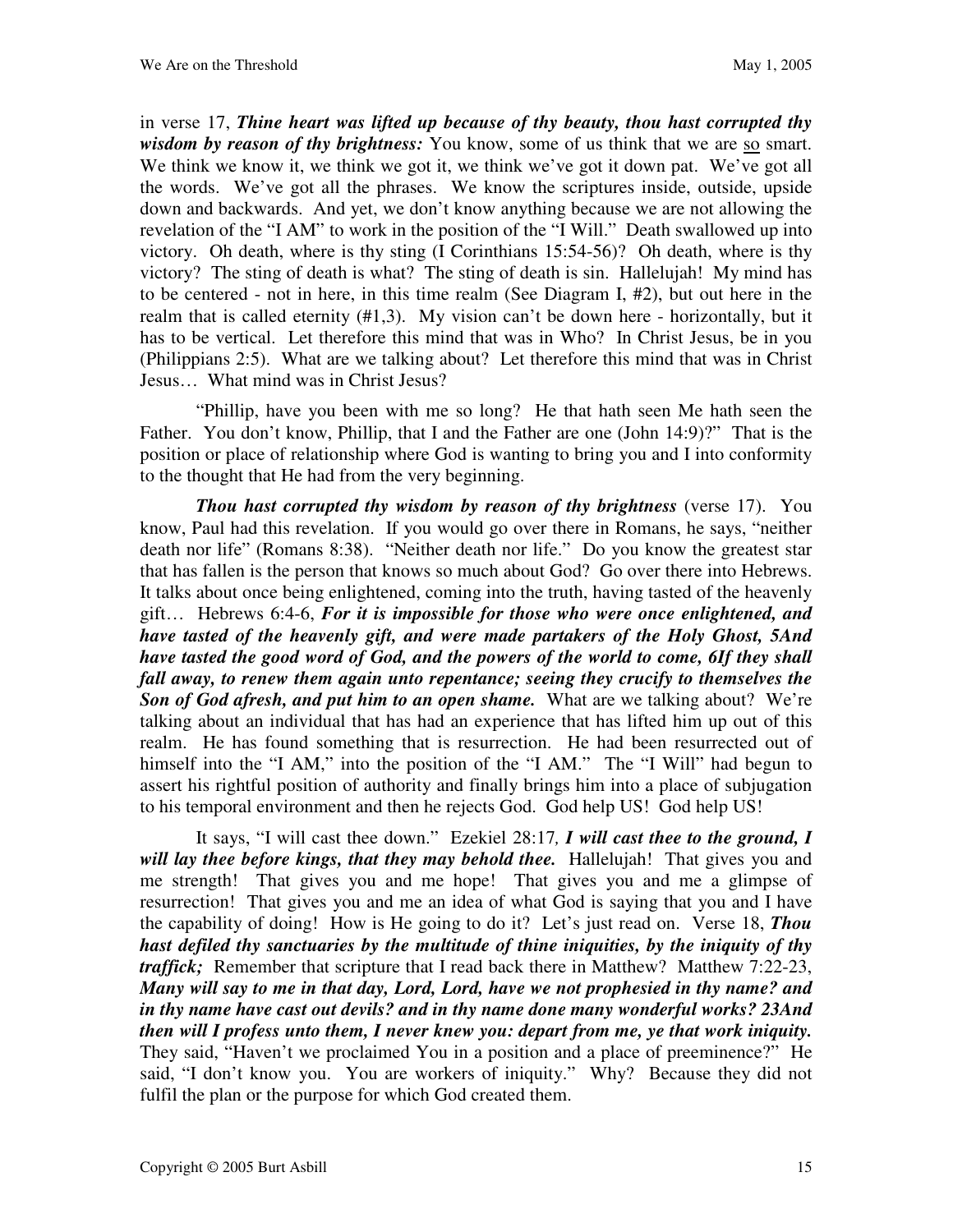in verse 17, ***Thine heart was lifted up because of thy beauty, thou hast corrupted thy wisdom by reason of thy brightness:*** You know, some of us think that we are so smart. We think we know it, we think we got it, we think we've got it down pat. We've got all the words. We've got all the phrases. We know the scriptures inside, outside, upside down and backwards. And yet, we don't know anything because we are not allowing the revelation of the "I AM" to work in the position of the "I Will." Death swallowed up into victory. Oh death, where is thy sting (I Corinthians 15:54-56)? Oh death, where is thy victory? The sting of death is what? The sting of death is sin. Hallelujah! My mind has to be centered - not in here, in this time realm (See Diagram I, #2), but out here in the realm that is called eternity (#1,3). My vision can't be down here - horizontally, but it has to be vertical. Let therefore this mind that was in Who? In Christ Jesus, be in you (Philippians 2:5). What are we talking about? Let therefore this mind that was in Christ Jesus… What mind was in Christ Jesus?

"Phillip, have you been with me so long? He that hath seen Me hath seen the Father. You don't know, Phillip, that I and the Father are one (John 14:9)?" That is the position or place of relationship where God is wanting to bring you and I into conformity to the thought that He had from the very beginning.

***Thou hast corrupted thy wisdom by reason of thy brightness*** (verse 17). You know, Paul had this revelation. If you would go over there in Romans, he says, "neither death nor life" (Romans 8:38). "Neither death nor life." Do you know the greatest star that has fallen is the person that knows so much about God? Go over there into Hebrews. It talks about once being enlightened, coming into the truth, having tasted of the heavenly gift… Hebrews 6:4-6, ***For it is impossible for those who were once enlightened, and have tasted of the heavenly gift, and were made partakers of the Holy Ghost, 5And have tasted the good word of God, and the powers of the world to come, 6If they shall fall away, to renew them again unto repentance; seeing they crucify to themselves the Son of God afresh, and put him to an open shame.*** What are we talking about? We're talking about an individual that has had an experience that has lifted him up out of this realm. He has found something that is resurrection. He had been resurrected out of himself into the "I AM," into the position of the "I AM." The "I Will" had begun to assert his rightful position of authority and finally brings him into a place of subjugation to his temporal environment and then he rejects God. God help US! God help US!

It says, "I will cast thee down." Ezekiel 28:17, ***I will cast thee to the ground, I will lay thee before kings, that they may behold thee.*** Hallelujah! That gives you and me strength! That gives you and me hope! That gives you and me a glimpse of resurrection! That gives you and me an idea of what God is saying that you and I have the capability of doing! How is He going to do it? Let's just read on. Verse 18, ***Thou hast defiled thy sanctuaries by the multitude of thine iniquities, by the iniquity of thy traffick;*** Remember that scripture that I read back there in Matthew? Matthew 7:22-23, ***Many will say to me in that day, Lord, Lord, have we not prophesied in thy name? and in thy name have cast out devils? and in thy name done many wonderful works? 23And then will I profess unto them, I never knew you: depart from me, ye that work iniquity.*** They said, "Haven't we proclaimed You in a position and a place of preeminence?" He said, "I don't know you. You are workers of iniquity." Why? Because they did not fulfil the plan or the purpose for which God created them.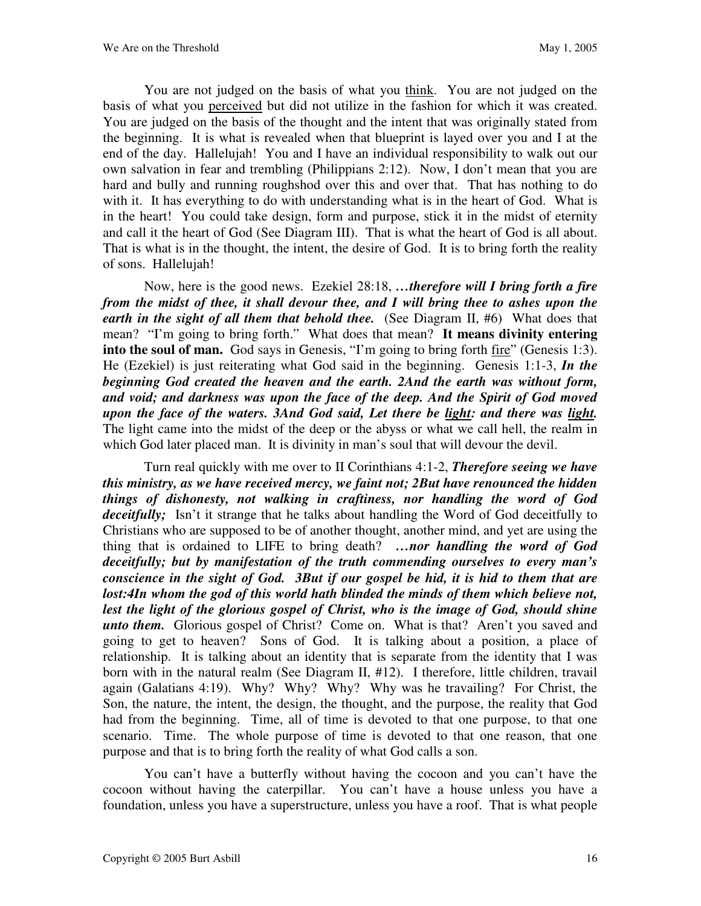You are not judged on the basis of what you <u>think</u>. You are not judged on the basis of what you <u>perceived</u> but did not utilize in the fashion for which it was created. You are judged on the basis of the thought and the intent that was originally stated from the beginning. It is what is revealed when that blueprint is layed over you and I at the end of the day. Hallelujah! You and I have an individual responsibility to walk out our own salvation in fear and trembling (Philippians 2:12). Now, I don't mean that you are hard and bully and running roughshod over this and over that. That has nothing to do with it. It has everything to do with understanding what is in the heart of God. What is in the heart! You could take design, form and purpose, stick it in the midst of eternity and call it the heart of God (See Diagram III). That is what the heart of God is all about. That is what is in the thought, the intent, the desire of God. It is to bring forth the reality of sons. Hallelujah!

Now, here is the good news. Ezekiel 28:18, ***…therefore will I bring forth a fire from the midst of thee, it shall devour thee, and I will bring thee to ashes upon the earth in the sight of all them that behold thee.*** (See Diagram II, #6) What does that mean? "I'm going to bring forth." What does that mean? **It means divinity entering into the soul of man.** God says in Genesis, "I'm going to bring forth <u>fire</u>" (Genesis 1:3). He (Ezekiel) is just reiterating what God said in the beginning. Genesis 1:1-3, ***In the beginning God created the heaven and the earth. 2And the earth was without form, and void; and darkness was upon the face of the deep. And the Spirit of God moved upon the face of the waters. 3And God said, Let there be <u>light</u>: and there was <u>light</u>.*** The light came into the midst of the deep or the abyss or what we call hell, the realm in which God later placed man. It is divinity in man's soul that will devour the devil.

Turn real quickly with me over to II Corinthians 4:1-2, ***Therefore seeing we have this ministry, as we have received mercy, we faint not; 2But have renounced the hidden things of dishonesty, not walking in craftiness, nor handling the word of God deceitfully;*** Isn't it strange that he talks about handling the Word of God deceitfully to Christians who are supposed to be of another thought, another mind, and yet are using the thing that is ordained to LIFE to bring death? ***…nor handling the word of God deceitfully; but by manifestation of the truth commending ourselves to every man's conscience in the sight of God. 3But if our gospel be hid, it is hid to them that are lost:4In whom the god of this world hath blinded the minds of them which believe not, lest the light of the glorious gospel of Christ, who is the image of God, should shine unto them.*** Glorious gospel of Christ? Come on. What is that? Aren't you saved and going to get to heaven? Sons of God. It is talking about a position, a place of relationship. It is talking about an identity that is separate from the identity that I was born with in the natural realm (See Diagram II, #12). I therefore, little children, travail again (Galatians 4:19). Why? Why? Why? Why was he travailing? For Christ, the Son, the nature, the intent, the design, the thought, and the purpose, the reality that God had from the beginning. Time, all of time is devoted to that one purpose, to that one scenario. Time. The whole purpose of time is devoted to that one reason, that one purpose and that is to bring forth the reality of what God calls a son.

You can't have a butterfly without having the cocoon and you can't have the cocoon without having the caterpillar. You can't have a house unless you have a foundation, unless you have a superstructure, unless you have a roof. That is what people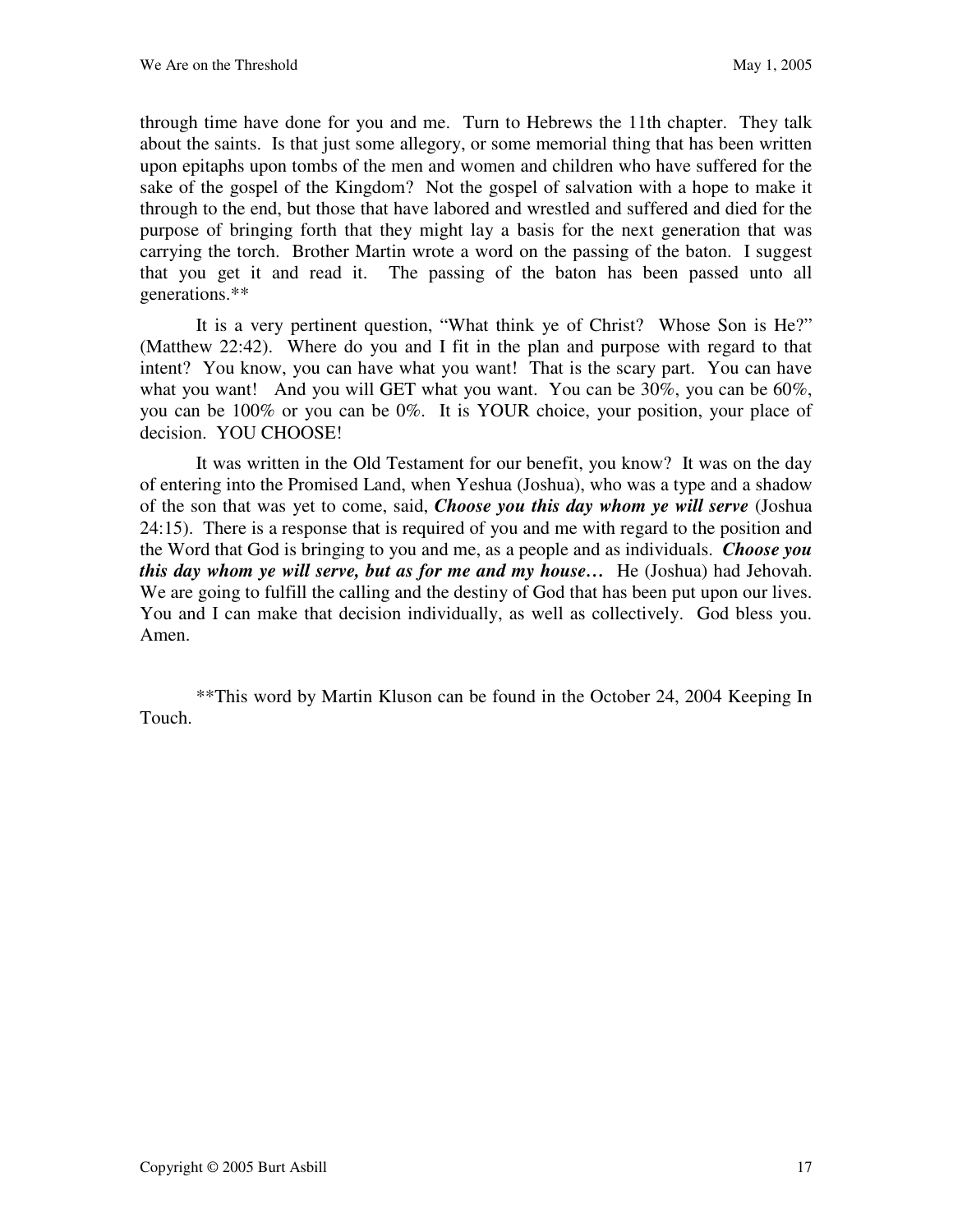through time have done for you and me. Turn to Hebrews the 11th chapter. They talk about the saints. Is that just some allegory, or some memorial thing that has been written upon epitaphs upon tombs of the men and women and children who have suffered for the sake of the gospel of the Kingdom? Not the gospel of salvation with a hope to make it through to the end, but those that have labored and wrestled and suffered and died for the purpose of bringing forth that they might lay a basis for the next generation that was carrying the torch. Brother Martin wrote a word on the passing of the baton. I suggest that you get it and read it. The passing of the baton has been passed unto all generations.**

It is a very pertinent question, "What think ye of Christ? Whose Son is He?" (Matthew 22:42). Where do you and I fit in the plan and purpose with regard to that intent? You know, you can have what you want! That is the scary part. You can have what you want! And you will GET what you want. You can be 30%, you can be 60%, you can be 100% or you can be 0%. It is YOUR choice, your position, your place of decision. YOU CHOOSE!

It was written in the Old Testament for our benefit, you know? It was on the day of entering into the Promised Land, when Yeshua (Joshua), who was a type and a shadow of the son that was yet to come, said, ***Choose you this day whom ye will serve*** (Joshua 24:15). There is a response that is required of you and me with regard to the position and the Word that God is bringing to you and me, as a people and as individuals. ***Choose you this day whom ye will serve, but as for me and my house…*** He (Joshua) had Jehovah. We are going to fulfill the calling and the destiny of God that has been put upon our lives. You and I can make that decision individually, as well as collectively. God bless you. Amen.

**This word by Martin Kluson can be found in the October 24, 2004 Keeping In Touch.